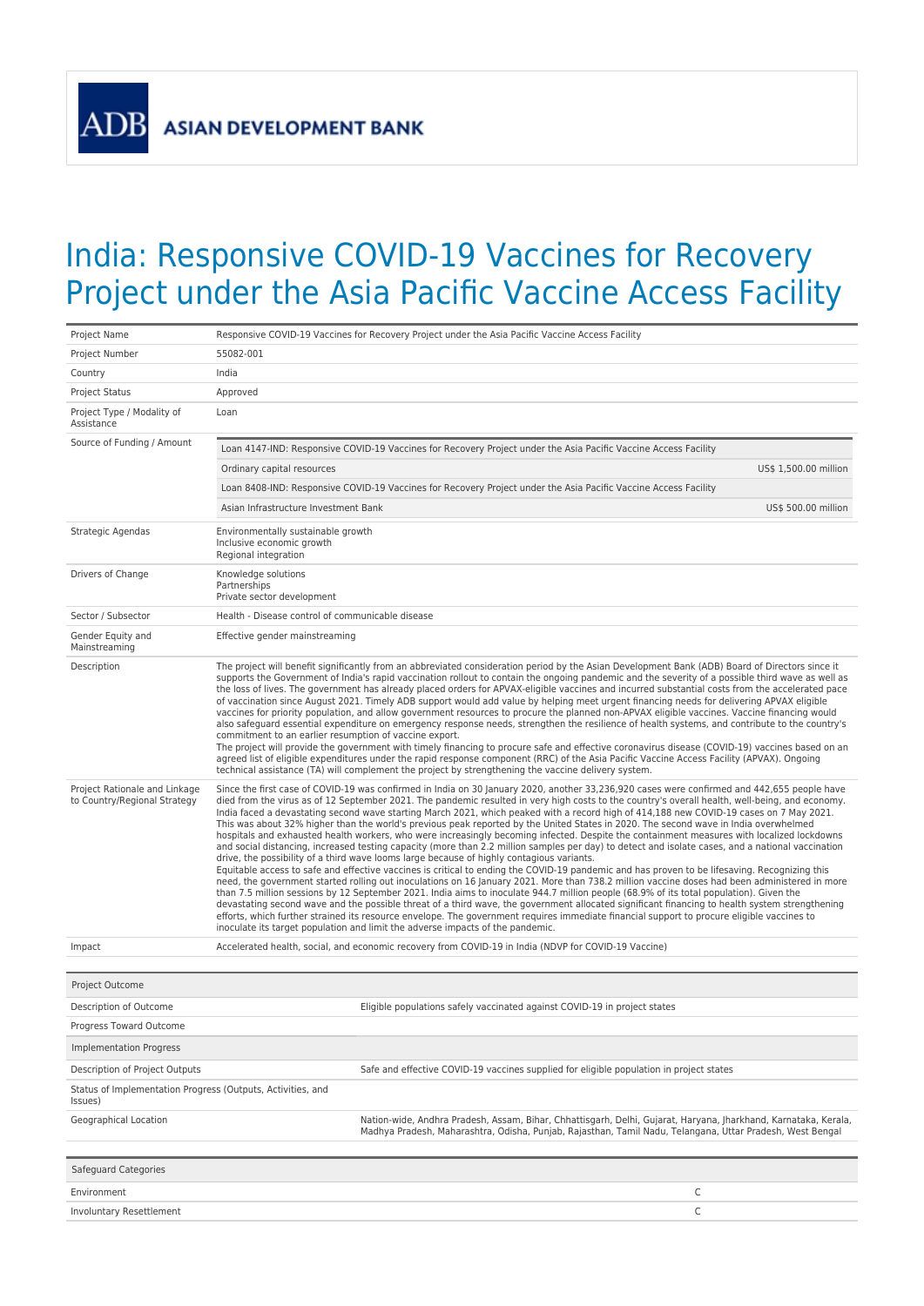ADB ASIAN DEVELOPMENT BANK

# India: Responsive COVID-19 Vaccines for Recovery Project under the Asia Pacific Vaccine Access Facility

| | |
|---|---|
| Project Name | Responsive COVID-19 Vaccines for Recovery Project under the Asia Pacific Vaccine Access Facility |
| Project Number | 55082-001 |
| Country | India |
| Project Status | Approved |
| Project Type / Modality of Assistance | Loan |
| Source of Funding / Amount | Loan 4147-IND: Responsive COVID-19 Vaccines for Recovery Project under the Asia Pacific Vaccine Access Facility<br>Ordinary capital resources — US$ 1,500.00 million<br>Loan 8408-IND: Responsive COVID-19 Vaccines for Recovery Project under the Asia Pacific Vaccine Access Facility<br>Asian Infrastructure Investment Bank — US$ 500.00 million |
| Strategic Agendas | Environmentally sustainable growth<br>Inclusive economic growth<br>Regional integration |
| Drivers of Change | Knowledge solutions<br>Partnerships<br>Private sector development |
| Sector / Subsector | Health - Disease control of communicable disease |
| Gender Equity and Mainstreaming | Effective gender mainstreaming |
| Description | The project will benefit significantly from an abbreviated consideration period by the Asian Development Bank (ADB) Board of Directors since it supports the Government of India's rapid vaccination rollout to contain the ongoing pandemic and the severity of a possible third wave as well as the loss of lives. The government has already placed orders for APVAX-eligible vaccines and incurred substantial costs from the accelerated pace of vaccination since August 2021. Timely ADB support would add value by helping meet urgent financing needs for delivering APVAX eligible vaccines for priority population, and allow government resources to procure the planned non-APVAX eligible vaccines. Vaccine financing would also safeguard essential expenditure on emergency response needs, strengthen the resilience of health systems, and contribute to the country's commitment to an earlier resumption of vaccine export.<br>The project will provide the government with timely financing to procure safe and effective coronavirus disease (COVID-19) vaccines based on an agreed list of eligible expenditures under the rapid response component (RRC) of the Asia Pacific Vaccine Access Facility (APVAX). Ongoing technical assistance (TA) will complement the project by strengthening the vaccine delivery system. |
| Project Rationale and Linkage to Country/Regional Strategy | Since the first case of COVID-19 was confirmed in India on 30 January 2020, another 33,236,920 cases were confirmed and 442,655 people have died from the virus as of 12 September 2021. The pandemic resulted in very high costs to the country's overall health, well-being, and economy. India faced a devastating second wave starting March 2021, which peaked with a record high of 414,188 new COVID-19 cases on 7 May 2021. This was about 32% higher than the world's previous peak reported by the United States in 2020. The second wave in India overwhelmed hospitals and exhausted health workers, who were increasingly becoming infected. Despite the containment measures with localized lockdowns and social distancing, increased testing capacity (more than 2.2 million samples per day) to detect and isolate cases, and a national vaccination drive, the possibility of a third wave looms large because of highly contagious variants.<br>Equitable access to safe and effective vaccines is critical to ending the COVID-19 pandemic and has proven to be lifesaving. Recognizing this need, the government started rolling out inoculations on 16 January 2021. More than 738.2 million vaccine doses had been administered in more than 7.5 million sessions by 12 September 2021. India aims to inoculate 944.7 million people (68.9% of its total population). Given the devastating second wave and the possible threat of a third wave, the government allocated significant financing to health system strengthening efforts, which further strained its resource envelope. The government requires immediate financial support to procure eligible vaccines to inoculate its target population and limit the adverse impacts of the pandemic. |
| Impact | Accelerated health, social, and economic recovery from COVID-19 in India (NDVP for COVID-19 Vaccine) |

| Project Outcome | |
|---|---|
| Description of Outcome | Eligible populations safely vaccinated against COVID-19 in project states |
| Progress Toward Outcome | |
| **Implementation Progress** | |
| Description of Project Outputs | Safe and effective COVID-19 vaccines supplied for eligible population in project states |
| Status of Implementation Progress (Outputs, Activities, and Issues) | |
| Geographical Location | Nation-wide, Andhra Pradesh, Assam, Bihar, Chhattisgarh, Delhi, Gujarat, Haryana, Jharkhand, Karnataka, Kerala, Madhya Pradesh, Maharashtra, Odisha, Punjab, Rajasthan, Tamil Nadu, Telangana, Uttar Pradesh, West Bengal |

| Safeguard Categories | |
|---|---|
| Environment | C |
| Involuntary Resettlement | C |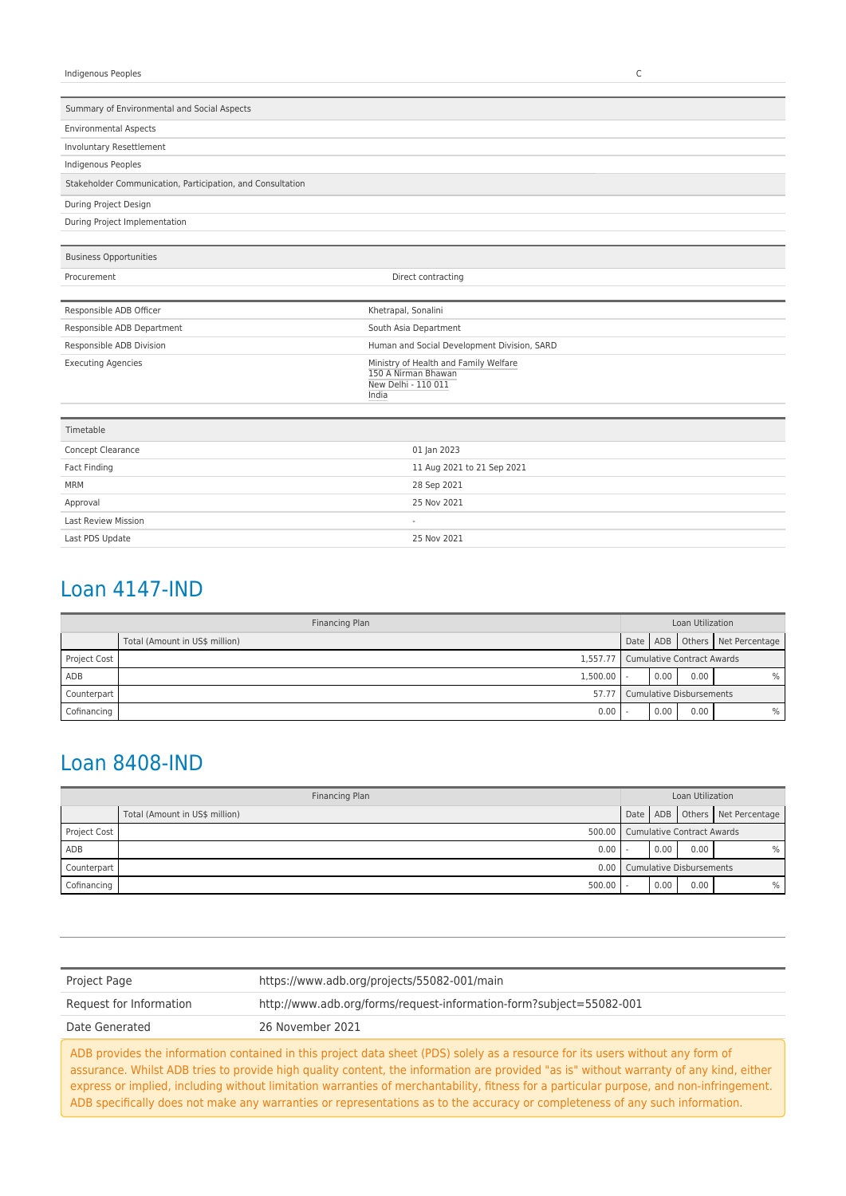| | |
|---|---|
| Indigenous Peoples | C |

| Summary of Environmental and Social Aspects | |
|---|---|
| Environmental Aspects | |
| Involuntary Resettlement | |
| Indigenous Peoples | |
| **Stakeholder Communication, Participation, and Consultation** | |
| During Project Design | |
| During Project Implementation | |

| Business Opportunities | |
|---|---|
| Procurement | Direct contracting |

| | |
|---|---|
| Responsible ADB Officer | Khetrapal, Sonalini |
| Responsible ADB Department | South Asia Department |
| Responsible ADB Division | Human and Social Development Division, SARD |
| Executing Agencies | Ministry of Health and Family Welfare<br>150 A Nirman Bhawan<br>New Delhi - 110 011<br>India |

| Timetable | |
|---|---|
| Concept Clearance | 01 Jan 2023 |
| Fact Finding | 11 Aug 2021 to 21 Sep 2021 |
| MRM | 28 Sep 2021 |
| Approval | 25 Nov 2021 |
| Last Review Mission | - |
| Last PDS Update | 25 Nov 2021 |

## Loan 4147-IND

| Financing Plan | | Loan Utilization | | | |
|---|---|---|---|---|---|
| | Total (Amount in US$ million) | Date | ADB | Others | Net Percentage |
| Project Cost | 1,557.77 | Cumulative Contract Awards | | | |
| ADB | 1,500.00 | - | 0.00 | 0.00 | % |
| Counterpart | 57.77 | Cumulative Disbursements | | | |
| Cofinancing | 0.00 | - | 0.00 | 0.00 | % |

## Loan 8408-IND

| Financing Plan | | Loan Utilization | | | |
|---|---|---|---|---|---|
| | Total (Amount in US$ million) | Date | ADB | Others | Net Percentage |
| Project Cost | 500.00 | Cumulative Contract Awards | | | |
| ADB | 0.00 | - | 0.00 | 0.00 | % |
| Counterpart | 0.00 | Cumulative Disbursements | | | |
| Cofinancing | 500.00 | - | 0.00 | 0.00 | % |

| | |
|---|---|
| Project Page | https://www.adb.org/projects/55082-001/main |
| Request for Information | http://www.adb.org/forms/request-information-form?subject=55082-001 |
| Date Generated | 26 November 2021 |

ADB provides the information contained in this project data sheet (PDS) solely as a resource for its users without any form of assurance. Whilst ADB tries to provide high quality content, the information are provided "as is" without warranty of any kind, either express or implied, including without limitation warranties of merchantability, fitness for a particular purpose, and non-infringement. ADB specifically does not make any warranties or representations as to the accuracy or completeness of any such information.